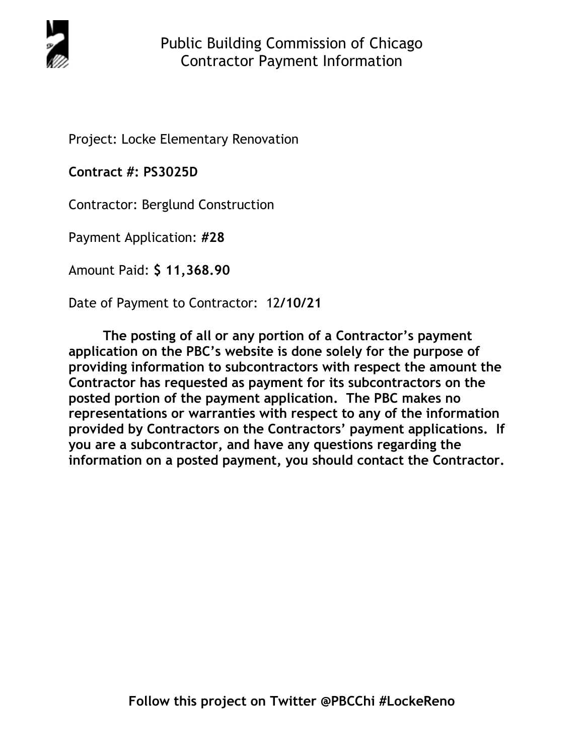# Public Building Commission of Chicago
## Contractor Payment Information

Project: Locke Elementary Renovation

**Contract #: PS3025D**

Contractor: Berglund Construction

Payment Application: **#28**

Amount Paid: **$ 11,368.90**

Date of Payment to Contractor: 12**/10/21**

**The posting of all or any portion of a Contractor's payment application on the PBC's website is done solely for the purpose of providing information to subcontractors with respect the amount the Contractor has requested as payment for its subcontractors on the posted portion of the payment application. The PBC makes no representations or warranties with respect to any of the information provided by Contractors on the Contractors' payment applications. If you are a subcontractor, and have any questions regarding the information on a posted payment, you should contact the Contractor.**

**Follow this project on Twitter @PBCChi #LockeReno**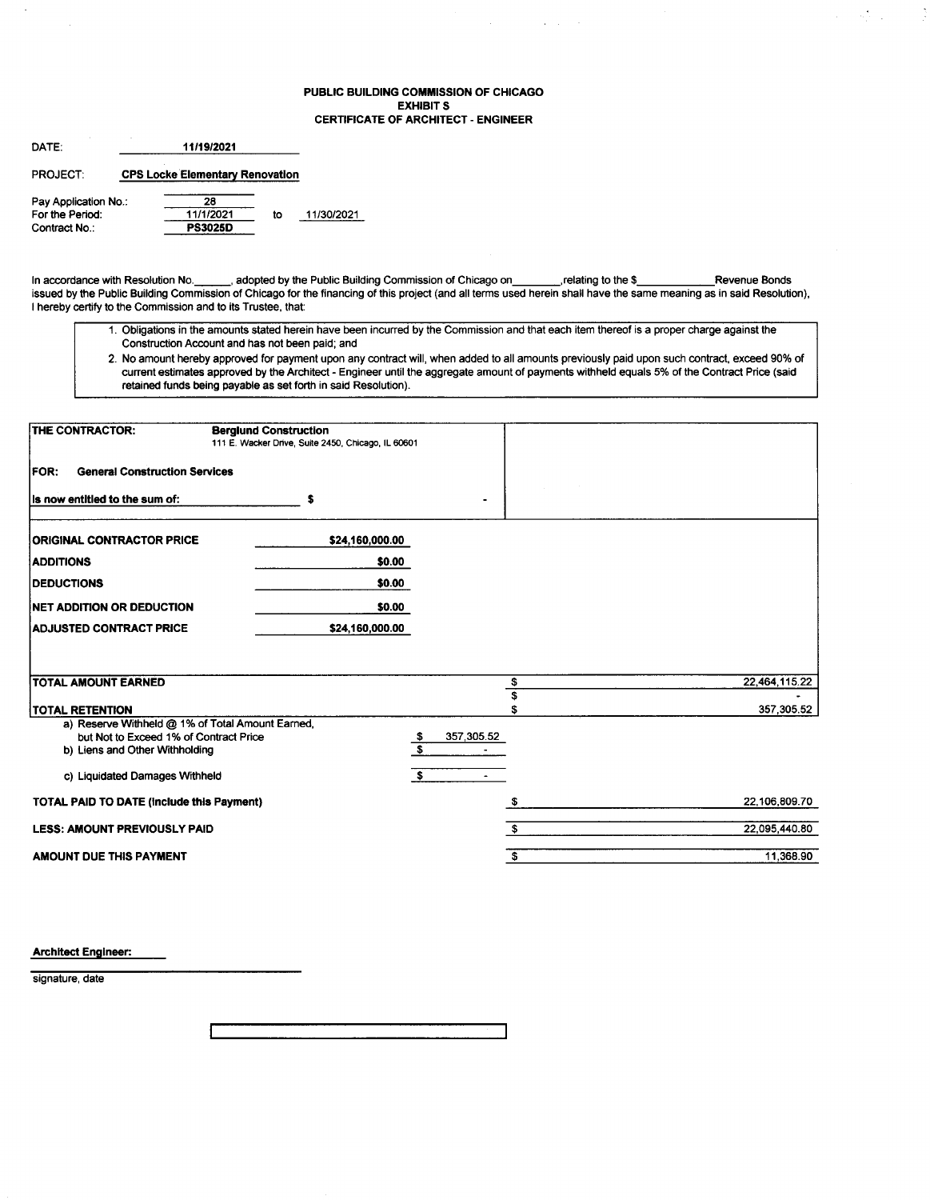**PUBLIC BUILDING COMMISSION OF CHICAGO**
**EXHIBIT S**
**CERTIFICATE OF ARCHITECT - ENGINEER**

DATE: **11/19/2021**

PROJECT: **CPS Locke Elementary Renovation**

Pay Application No.: 28
For the Period: 11/1/2021 to 11/30/2021
Contract No.: **PS3025D**

In accordance with Resolution No.\_\_\_\_\_\_, adopted by the Public Building Commission of Chicago on\_\_\_\_\_\_\_\_,relating to the $\_\_\_\_\_\_\_\_\_\_\_\_Revenue Bonds issued by the Public Building Commission of Chicago for the financing of this project (and all terms used herein shall have the same meaning as in said Resolution), I hereby certify to the Commission and to its Trustee, that:

1. Obligations in the amounts stated herein have been incurred by the Commission and that each item thereof is a proper charge against the Construction Account and has not been paid; and
2. No amount hereby approved for payment upon any contract will, when added to all amounts previously paid upon such contract, exceed 90% of current estimates approved by the Architect - Engineer until the aggregate amount of payments withheld equals 5% of the Contract Price (said retained funds being payable as set forth in said Resolution).

**THE CONTRACTOR:** **Berglund Construction**
111 E. Wacker Drive, Suite 2450, Chicago, IL 60601

**FOR: General Construction Services**

**Is now entitled to the sum of:** $ -

| | |
|---|---|
| **ORIGINAL CONTRACTOR PRICE** | **$24,160,000.00** |
| **ADDITIONS** | **$0.00** |
| **DEDUCTIONS** | **$0.00** |
| **NET ADDITION OR DEDUCTION** | **$0.00** |
| **ADJUSTED CONTRACT PRICE** | **$24,160,000.00** |

| | | |
|---|---|---|
| **TOTAL AMOUNT EARNED** | | $ 22,464,115.22 |
| | | $ - |
| **TOTAL RETENTION** | | $ 357,305.52 |
| a) Reserve Withheld @ 1% of Total Amount Earned, but Not to Exceed 1% of Contract Price | $ 357,305.52 | |
| b) Liens and Other Withholding | $ - | |
| c) Liquidated Damages Withheld | $ - | |
| **TOTAL PAID TO DATE (Include this Payment)** | | $ 22,106,809.70 |
| **LESS: AMOUNT PREVIOUSLY PAID** | | $ 22,095,440.80 |
| **AMOUNT DUE THIS PAYMENT** | | $ 11,368.90 |

**Architect Engineer:**

signature, date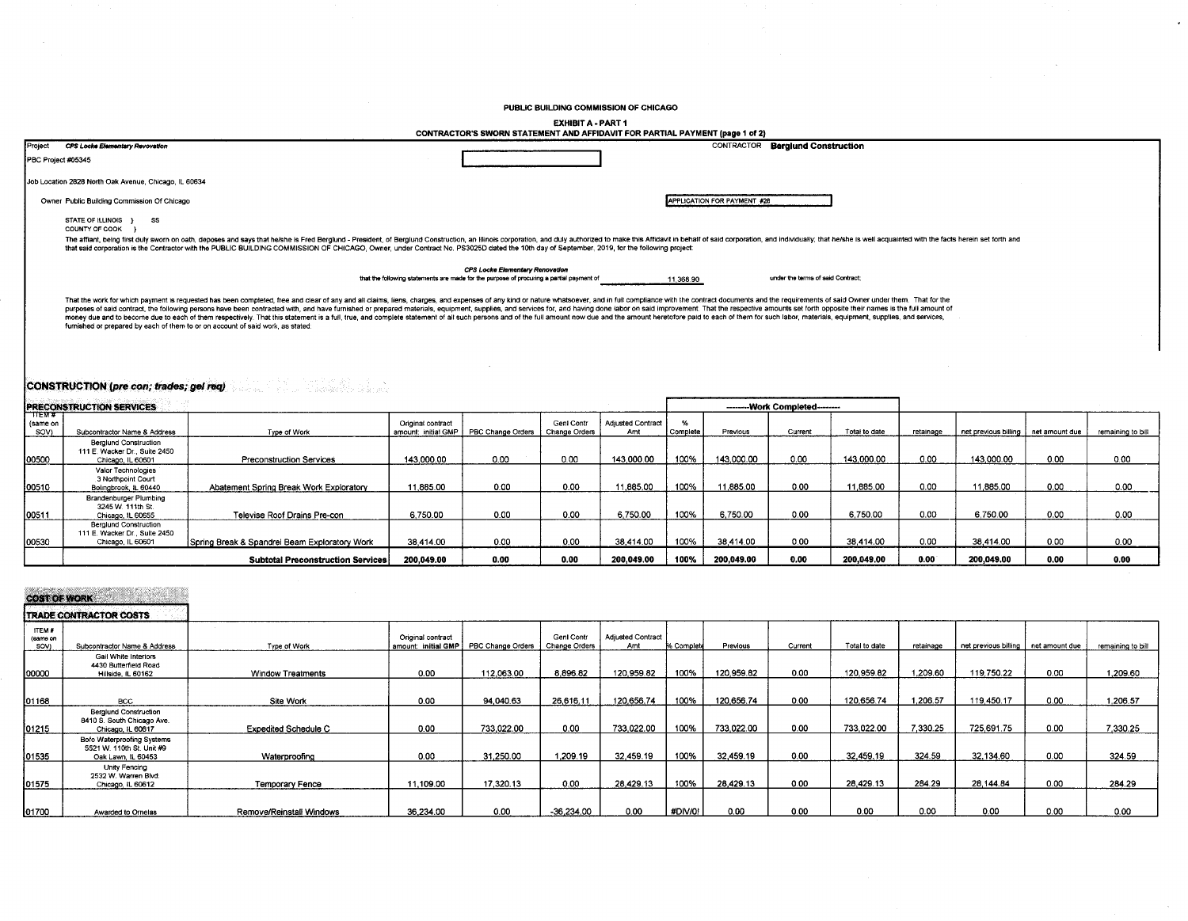PUBLIC BUILDING COMMISSION OF CHICAGO

**EXHIBIT A - PART 1**

**CONTRACTOR'S SWORN STATEMENT AND AFFIDAVIT FOR PARTIAL PAYMENT (page 1 of 2)**

Project ***CPS Locke Elementary Renovation*** CONTRACTOR **Berglund Construction**

PBC Project #05345

Job Location 2828 North Oak Avenue, Chicago, IL 60634

Owner Public Building Commission Of Chicago

APPLICATION FOR PAYMENT #28

STATE OF ILLINOIS } SS
COUNTY OF COOK }

The affiant, being first duly sworn on oath, deposes and says that he/she is Fred Berglund - President, of Berglund Construction, an Illinois corporation, and duly authorized to make this Affidavit in behalf of said corporation, and individually; that he/she is well acquainted with the facts herein set forth and that said corporation is the Contractor with the PUBLIC BUILDING COMMISSION OF CHICAGO, Owner, under Contract No. PS3025D dated the 10th day of September, 2019, for the following project:

***CPS Locke Elementary Renovation***

that the following statements are made for the purpose of procuring a partial payment of 11,368.90 under the terms of said Contract;

That the work for which payment is requested has been completed, free and clear of any and all claims, liens, charges, and expenses of any kind or nature whatsoever, and in full compliance with the contract documents and the requirements of said Owner under them. That for the purposes of said contract, the following persons have been contracted with, and have furnished or prepared materials, equipment, supplies, and services for, and having done labor on said improvement. That the respective amounts set forth opposite their names is the full amount of money due and to become due to each of them respectively. That this statement is a full, true, and complete statement of all such persons and of the full amount now due and the amount heretofore paid to each of them for such labor, materials, equipment, supplies, and services, furnished or prepared by each of them to or on account of said work, as stated:

## CONSTRUCTION (*pre con; trades; gel req*)

### PRECONSTRUCTION SERVICES

| ITEM # (same on SOV) | Subcontractor Name & Address | Type of Work | Original contract amount: initial GMP | PBC Change Orders | Genl Contr Change Orders | Adjusted Contract Amt | % Complete | Work Completed: Previous | Current | Total to date | retainage | net previous billing | net amount due | remaining to bill |
|---|---|---|---|---|---|---|---|---|---|---|---|---|---|---|
| 00500 | Berglund Construction 111 E. Wacker Dr., Suite 2450 Chicago, IL 60601 | Preconstruction Services | 143,000.00 | 0.00 | 0.00 | 143,000.00 | 100% | 143,000.00 | 0.00 | 143,000.00 | 0.00 | 143,000.00 | 0.00 | 0.00 |
| 00510 | Valor Technologies 3 Northpoint Court Bolingbrook, IL 60440 | Abatement Spring Break Work Exploratory | 11,885.00 | 0.00 | 0.00 | 11,885.00 | 100% | 11,885.00 | 0.00 | 11,885.00 | 0.00 | 11,885.00 | 0.00 | 0.00 |
| 00511 | Brandenburger Plumbing 3245 W. 111th St. Chicago, IL 60655 | Televise Roof Drains Pre-con | 6,750.00 | 0.00 | 0.00 | 6,750.00 | 100% | 6,750.00 | 0.00 | 6,750.00 | 0.00 | 6,750.00 | 0.00 | 0.00 |
| 00530 | Berglund Construction 111 E. Wacker Dr., Suite 2450 Chicago, IL 60601 | Spring Break & Spandrel Beam Exploratory Work | 38,414.00 | 0.00 | 0.00 | 38,414.00 | 100% | 38,414.00 | 0.00 | 38,414.00 | 0.00 | 38,414.00 | 0.00 | 0.00 |
| | | **Subtotal Preconstruction Services** | **200,049.00** | **0.00** | **0.00** | **200,049.00** | **100%** | **200,049.00** | **0.00** | **200,049.00** | **0.00** | **200,049.00** | **0.00** | **0.00** |

## COST OF WORK

### TRADE CONTRACTOR COSTS

| ITEM # (same on SOV) | Subcontractor Name & Address | Type of Work | Original contract amount: initial GMP | PBC Change Orders | Genl Contr Change Orders | Adjusted Contract Amt | % Complete | Previous | Current | Total to date | retainage | net previous billing | net amount due | remaining to bill |
|---|---|---|---|---|---|---|---|---|---|---|---|---|---|---|
| 00000 | Gail White Interiors 4430 Butterfield Road Hillside, IL 60162 | Window Treatments | 0.00 | 112,063.00 | 8,896.82 | 120,959.82 | 100% | 120,959.82 | 0.00 | 120,959.82 | 1,209.60 | 119,750.22 | 0.00 | 1,209.60 |
| 01168 | BCC | Site Work | 0.00 | 94,040.63 | 26,616.11 | 120,656.74 | 100% | 120,656.74 | 0.00 | 120,656.74 | 1,206.57 | 119,450.17 | 0.00 | 1,206.57 |
| 01215 | Berglund Construction 8410 S. South Chicago Ave. Chicago, IL 60617 | Expedited Schedule C | 0.00 | 733,022.00 | 0.00 | 733,022.00 | 100% | 733,022.00 | 0.00 | 733,022.00 | 7,330.25 | 725,691.75 | 0.00 | 7,330.25 |
| 01535 | Bofo Waterproofing Systems 5521 W. 110th St. Unit #9 Oak Lawn, IL 60453 | Waterproofing | 0.00 | 31,250.00 | 1,209.19 | 32,459.19 | 100% | 32,459.19 | 0.00 | 32,459.19 | 324.59 | 32,134.60 | 0.00 | 324.59 |
| 01575 | Unity Fencing 2532 W. Warren Blvd. Chicago, IL 60612 | Temporary Fence | 11,109.00 | 17,320.13 | 0.00 | 28,429.13 | 100% | 28,429.13 | 0.00 | 28,429.13 | 284.29 | 28,144.84 | 0.00 | 284.29 |
| 01700 | Awarded to Ornelas | Remove/Reinstall Windows | 36,234.00 | 0.00 | -36,234.00 | 0.00 | #DIV/0! | 0.00 | 0.00 | 0.00 | 0.00 | 0.00 | 0.00 | 0.00 |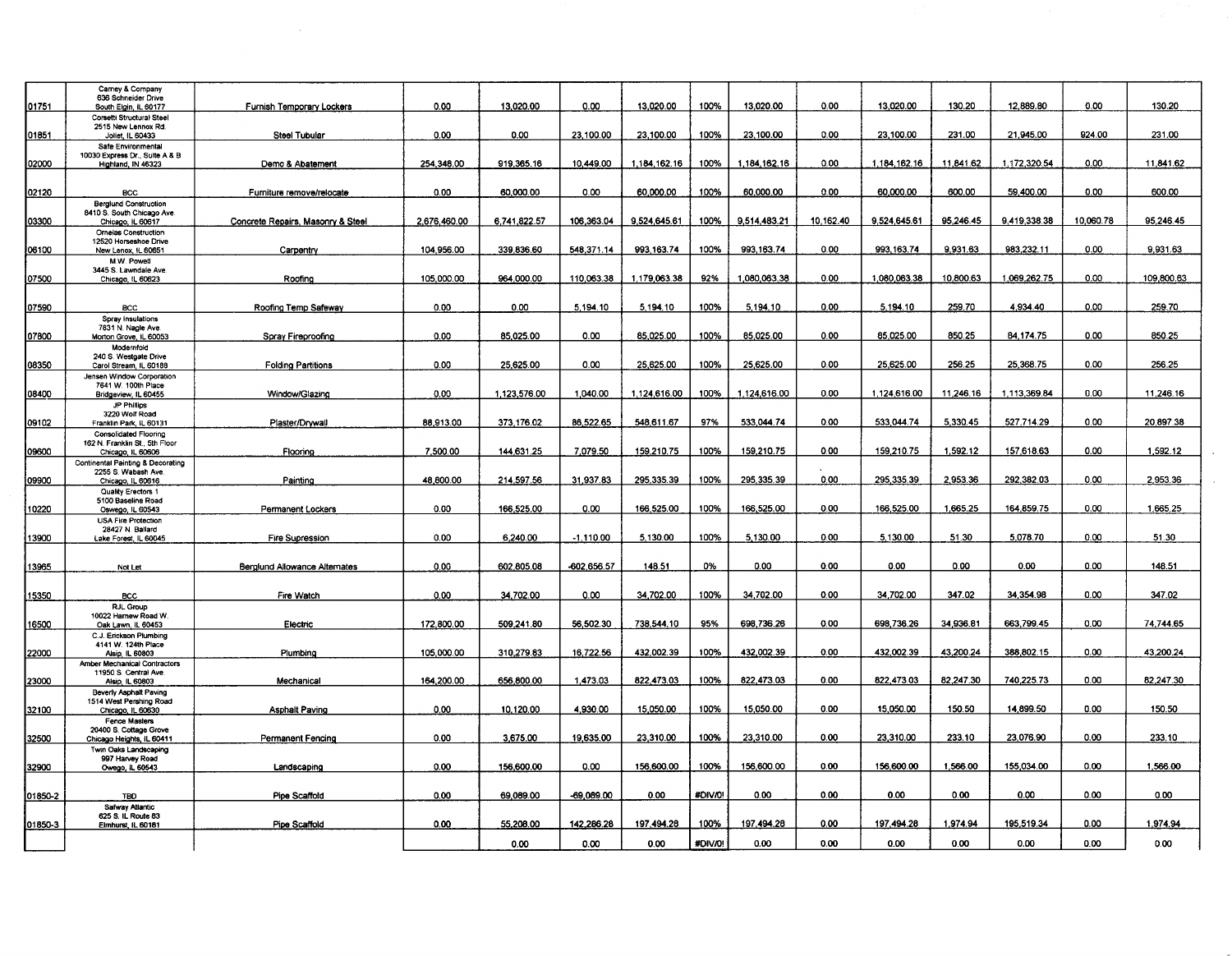| | | | | | | | | | | | | | | |
|---|---|---|---|---|---|---|---|---|---|---|---|---|---|---|
| 01751 | Carney & Company 636 Schneider Drive South Elgin, IL 60177 | Furnish Temporary Lockers | 0.00 | 13,020.00 | 0.00 | 13,020.00 | 100% | 13,020.00 | 0.00 | 13,020.00 | 130.20 | 12,889.80 | 0.00 | 130.20 |
| 01851 | Corsetti Structural Steel 2515 New Lennox Rd. Joliet, IL 60433 | Steel Tubular | 0.00 | 0.00 | 23,100.00 | 23,100.00 | 100% | 23,100.00 | 0.00 | 23,100.00 | 231.00 | 21,945.00 | 924.00 | 231.00 |
| 02000 | Safe Environmental 10030 Express Dr., Suite A & B Highland, IN 46323 | Demo & Abatement | 254,348.00 | 919,365.16 | 10,449.00 | 1,184,162.16 | 100% | 1,184,162.16 | 0.00 | 1,184,162.16 | 11,841.62 | 1,172,320.54 | 0.00 | 11,841.62 |
| 02120 | BCC | Furniture remove/relocate | 0.00 | 60,000.00 | 0.00 | 60,000.00 | 100% | 60,000.00 | 0.00 | 60,000.00 | 600.00 | 59,400.00 | 0.00 | 600.00 |
| 03300 | Berglund Construction 8410 S. South Chicago Ave. Chicago, IL 60617 | Concrete Repairs, Masonry & Steel | 2,676,460.00 | 6,741,822.57 | 106,363.04 | 9,524,645.61 | 100% | 9,514,483.21 | 10,162.40 | 9,524,645.61 | 95,246.45 | 9,419,338.38 | 10,060.78 | 95,246.45 |
| 06100 | Ornelas Construction 12520 Horseshoe Drive New Lenox, IL 60651 | Carpentry | 104,956.00 | 339,836.60 | 548,371.14 | 993,163.74 | 100% | 993,163.74 | 0.00 | 993,163.74 | 9,931.63 | 983,232.11 | 0.00 | 9,931.63 |
| 07500 | M.W. Powell 3445 S. Lawndale Ave. Chicago, IL 60623 | Roofing | 105,000.00 | 964,000.00 | 110,063.38 | 1,179,063.38 | 92% | 1,080,063.38 | 0.00 | 1,080,063.38 | 10,800.63 | 1,069,262.75 | 0.00 | 109,800.63 |
| 07590 | BCC | Roofing Temp Safeway | 0.00 | 0.00 | 5,194.10 | 5,194.10 | 100% | 5,194.10 | 0.00 | 5,194.10 | 259.70 | 4,934.40 | 0.00 | 259.70 |
| 07800 | Spray Insulations 7831 N. Nagle Ave Morton Grove, IL 60053 | Spray Fireproofing | 0.00 | 85,025.00 | 0.00 | 85,025.00 | 100% | 85,025.00 | 0.00 | 85,025.00 | 850.25 | 84,174.75 | 0.00 | 850.25 |
| 08350 | Modernfold 240 S. Westgate Drive Carol Stream, IL 60188 | Folding Partitions | 0.00 | 25,625.00 | 0.00 | 25,625.00 | 100% | 25,625.00 | 0.00 | 25,625.00 | 256.25 | 25,368.75 | 0.00 | 256.25 |
| 08400 | Jensen Window Corporation 7641 W. 100th Place Bridgeview, IL 60455 | Window/Glazing | 0.00 | 1,123,576.00 | 1,040.00 | 1,124,616.00 | 100% | 1,124,616.00 | 0.00 | 1,124,616.00 | 11,246.16 | 1,113,369.84 | 0.00 | 11,246.16 |
| 09102 | JP Phillips 3220 Wolf Road Franklin Park, IL 60131 | Plaster/Drywall | 88,913.00 | 373,176.02 | 86,522.65 | 548,611.67 | 97% | 533,044.74 | 0.00 | 533,044.74 | 5,330.45 | 527,714.29 | 0.00 | 20,897.38 |
| 09600 | Consolidated Flooring 162 N. Franklin St., 5th Floor Chicago, IL 60606 | Flooring | 7,500.00 | 144,631.25 | 7,079.50 | 159,210.75 | 100% | 159,210.75 | 0.00 | 159,210.75 | 1,592.12 | 157,618.63 | 0.00 | 1,592.12 |
| 09900 | Continental Painting & Decorating 2255 S. Wabash Ave. Chicago, IL 60616 | Painting | 48,800.00 | 214,597.56 | 31,937.83 | 295,335.39 | 100% | 295,335.39 | 0.00 | 295,335.39 | 2,953.36 | 292,382.03 | 0.00 | 2,953.36 |
| 10220 | Quality Erectors 1 5100 Baseline Road Oswego, IL 60543 | Permanent Lockers | 0.00 | 166,525.00 | 0.00 | 166,525.00 | 100% | 166,525.00 | 0.00 | 166,525.00 | 1,665.25 | 164,859.75 | 0.00 | 1,665.25 |
| 13900 | USA Fire Protection 28427 N. Ballard Lake Forest, IL 60045 | Fire Supression | 0.00 | 6,240.00 | -1,110.00 | 5,130.00 | 100% | 5,130.00 | 0.00 | 5,130.00 | 51.30 | 5,078.70 | 0.00 | 51.30 |
| 13965 | Not Let | Berglund Allowance Alternates | 0.00 | 602,805.08 | -602,656.57 | 148.51 | 0% | 0.00 | 0.00 | 0.00 | 0.00 | 0.00 | 0.00 | 148.51 |
| 15350 | BCC | Fire Watch | 0.00 | 34,702.00 | 0.00 | 34,702.00 | 100% | 34,702.00 | 0.00 | 34,702.00 | 347.02 | 34,354.98 | 0.00 | 347.02 |
| 16500 | RJL Group 10022 Harnew Road W. Oak Lawn, IL 60453 | Electric | 172,800.00 | 509,241.80 | 56,502.30 | 738,544.10 | 95% | 698,736.26 | 0.00 | 698,736.26 | 34,936.81 | 663,799.45 | 0.00 | 74,744.65 |
| 22000 | C.J. Erickson Plumbing 4141 W. 124th Place Alsip, IL 60803 | Plumbing | 105,000.00 | 310,279.83 | 16,722.56 | 432,002.39 | 100% | 432,002.39 | 0.00 | 432,002.39 | 43,200.24 | 388,802.15 | 0.00 | 43,200.24 |
| 23000 | Amber Mechanical Contractors 11950 S. Central Ave. Alsip, IL 60803 | Mechanical | 164,200.00 | 656,800.00 | 1,473.03 | 822,473.03 | 100% | 822,473.03 | 0.00 | 822,473.03 | 82,247.30 | 740,225.73 | 0.00 | 82,247.30 |
| 32100 | Beverly Asphalt Paving 1514 West Pershing Road Chicago, IL 60630 | Asphalt Paving | 0.00 | 10,120.00 | 4,930.00 | 15,050.00 | 100% | 15,050.00 | 0.00 | 15,050.00 | 150.50 | 14,899.50 | 0.00 | 150.50 |
| 32500 | Fence Masters 20400 S. Cottage Grove Chicago Heights, IL 60411 | Permanent Fencing | 0.00 | 3,675.00 | 19,635.00 | 23,310.00 | 100% | 23,310.00 | 0.00 | 23,310.00 | 233.10 | 23,076.90 | 0.00 | 233.10 |
| 32900 | Twin Oaks Landscaping 997 Harvey Road Owego, IL 60543 | Landscaping | 0.00 | 156,600.00 | 0.00 | 156,600.00 | 100% | 156,600.00 | 0.00 | 156,600.00 | 1,566.00 | 155,034.00 | 0.00 | 1,566.00 |
| 01850-2 | TBD | Pipe Scaffold | 0.00 | 69,089.00 | -69,089.00 | 0.00 | #DIV/0! | 0.00 | 0.00 | 0.00 | 0.00 | 0.00 | 0.00 | 0.00 |
| 01850-3 | Safway Atlantic 625 S. IL Route 83 Elmhurst, IL 60181 | Pipe Scaffold | 0.00 | 55,208.00 | 142,286.28 | 197,494.28 | 100% | 197,494.28 | 0.00 | 197,494.28 | 1,974.94 | 195,519.34 | 0.00 | 1,974.94 |
| | | | | 0.00 | 0.00 | 0.00 | #DIV/0! | 0.00 | 0.00 | 0.00 | 0.00 | 0.00 | 0.00 | 0.00 |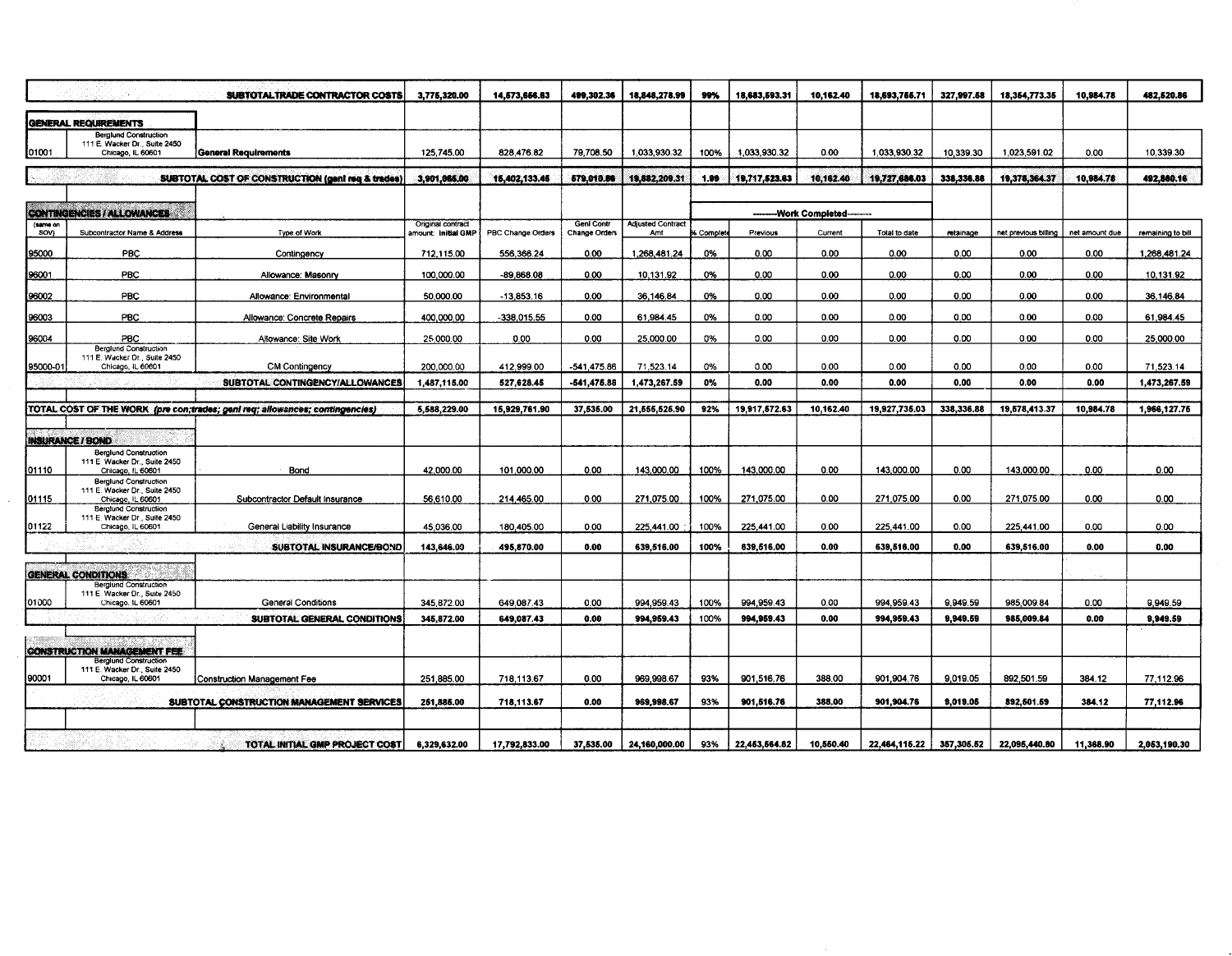| (same on SOV) | Subcontractor Name & Address | Type of Work | Original contract amount: Initial GMP | PBC Change Orders | Genl Contr Change Orders | Adjusted Contract Amt | % Complete | Work Completed: Previous | Work Completed: Current | Work Completed: Total to date | retainage | net previous billing | net amount due | remaining to bill |
|---|---|---|---|---|---|---|---|---|---|---|---|---|---|---|
| | | **SUBTOTAL TRADE CONTRACTOR COSTS** | **3,775,320.00** | **14,573,656.63** | **499,302.36** | **18,848,278.99** | **99%** | **18,683,593.31** | **10,162.40** | **18,693,755.71** | **327,997.58** | **18,354,773.35** | **10,984.78** | **482,520.86** |
| **GENERAL REQUIREMENTS** | | | | | | | | | | | | | | |
| 01001 | Berglund Construction 111 E. Wacker Dr., Suite 2450 Chicago, IL 60601 | **General Requirements** | 125,745.00 | 828,476.82 | 79,708.50 | 1,033,930.32 | 100% | 1,033,930.32 | 0.00 | 1,033,930.32 | 10,339.30 | 1,023,591.02 | 0.00 | 10,339.30 |
| | | **SUBTOTAL COST OF CONSTRUCTION (genl req & trades)** | **3,901,065.00** | **15,402,133.45** | **579,010.86** | **19,882,209.31** | **1.99** | **19,717,523.63** | **10,162.40** | **19,727,686.03** | **338,336.88** | **19,378,364.37** | **10,984.78** | **492,860.16** |
| **CONTINGENCIES / ALLOWANCES** | | | | | | | | | | | | | | |
| 95000 | PBC | Contingency | 712,115.00 | 556,366.24 | 0.00 | 1,268,481.24 | 0% | 0.00 | 0.00 | 0.00 | 0.00 | 0.00 | 0.00 | 1,268,481.24 |
| 96001 | PBC | Allowance: Masonry | 100,000.00 | -89,868.08 | 0.00 | 10,131.92 | 0% | 0.00 | 0.00 | 0.00 | 0.00 | 0.00 | 0.00 | 10,131.92 |
| 96002 | PBC | Allowance: Environmental | 50,000.00 | -13,853.16 | 0.00 | 36,146.84 | 0% | 0.00 | 0.00 | 0.00 | 0.00 | 0.00 | 0.00 | 36,146.84 |
| 96003 | PBC | Allowance: Concrete Repairs | 400,000.00 | -338,015.55 | 0.00 | 61,984.45 | 0% | 0.00 | 0.00 | 0.00 | 0.00 | 0.00 | 0.00 | 61,984.45 |
| 96004 | PBC | Allowance: Site Work | 25,000.00 | 0.00 | 0.00 | 25,000.00 | 0% | 0.00 | 0.00 | 0.00 | 0.00 | 0.00 | 0.00 | 25,000.00 |
| 95000-01 | Berglund Construction 111 E. Wacker Dr., Suite 2450 Chicago, IL 60601 | CM Contingency | 200,000.00 | 412,999.00 | -541,475.86 | 71,523.14 | 0% | 0.00 | 0.00 | 0.00 | 0.00 | 0.00 | 0.00 | 71,523.14 |
| | | **SUBTOTAL CONTINGENCY/ALLOWANCES** | **1,487,115.00** | **527,628.45** | **-541,475.86** | **1,473,267.59** | **0%** | **0.00** | **0.00** | **0.00** | **0.00** | **0.00** | **0.00** | **1,473,267.59** |
| **TOTAL COST OF THE WORK** *(pre con;trades; genl req; allowances; contingencies)* | | | **5,388,229.00** | **15,929,761.90** | **37,535.00** | **21,555,525.90** | **92%** | **19,917,572.63** | **10,162.40** | **19,927,735.03** | **338,336.88** | **19,578,413.37** | **10,984.78** | **1,966,127.75** |
| **INSURANCE / BOND** | | | | | | | | | | | | | | |
| 01110 | Berglund Construction 111 E. Wacker Dr., Suite 2450 Chicago, IL 60601 | Bond | 42,000.00 | 101,000.00 | 0.00 | 143,000.00 | 100% | 143,000.00 | 0.00 | 143,000.00 | 0.00 | 143,000.00 | 0.00 | 0.00 |
| 01115 | Berglund Construction 111 E. Wacker Dr., Suite 2450 Chicago, IL 60601 | Subcontractor Default Insurance | 56,610.00 | 214,465.00 | 0.00 | 271,075.00 | 100% | 271,075.00 | 0.00 | 271,075.00 | 0.00 | 271,075.00 | 0.00 | 0.00 |
| 01122 | Berglund Construction 111 E. Wacker Dr., Suite 2450 Chicago, IL 60601 | General Liability Insurance | 45,036.00 | 180,405.00 | 0.00 | 225,441.00 | 100% | 225,441.00 | 0.00 | 225,441.00 | 0.00 | 225,441.00 | 0.00 | 0.00 |
| | | **SUBTOTAL INSURANCE/BOND** | **143,646.00** | **495,870.00** | **0.00** | **639,516.00** | **100%** | **639,516.00** | **0.00** | **639,516.00** | **0.00** | **639,516.00** | **0.00** | **0.00** |
| **GENERAL CONDITIONS** | | | | | | | | | | | | | | |
| 01000 | Berglund Construction 111 E. Wacker Dr., Suite 2450 Chicago, IL 60601 | General Conditions | 345,872.00 | 649,087.43 | 0.00 | 994,959.43 | 100% | 994,959.43 | 0.00 | 994,959.43 | 9,949.59 | 985,009.84 | 0.00 | 9,949.59 |
| | | **SUBTOTAL GENERAL CONDITIONS** | **345,872.00** | **649,087.43** | **0.00** | **994,959.43** | 100% | **994,959.43** | **0.00** | **994,959.43** | **9,949.59** | **985,009.84** | **0.00** | **9,949.59** |
| **CONSTRUCTION MANAGEMENT FEE** | | | | | | | | | | | | | | |
| 90001 | Berglund Construction 111 E. Wacker Dr., Suite 2450 Chicago, IL 60601 | Construction Management Fee | 251,885.00 | 718,113.67 | 0.00 | 969,998.67 | 93% | 901,516.76 | 388.00 | 901,904.76 | 9,019.05 | 892,501.59 | 384.12 | 77,112.96 |
| | | **SUBTOTAL CONSTRUCTION MANAGEMENT SERVICES** | **251,885.00** | **718,113.67** | **0.00** | **969,998.67** | **93%** | **901,516.76** | **388.00** | **901,904.76** | **9,019.05** | **892,501.59** | **384.12** | **77,112.96** |
| | | **TOTAL INITIAL GMP PROJECT COST** | **6,329,632.00** | **17,792,833.00** | **37,535.00** | **24,160,000.00** | **93%** | **22,453,564.82** | **10,550.40** | **22,464,115.22** | **357,305.52** | **22,095,440.80** | **11,368.90** | **2,053,190.30** |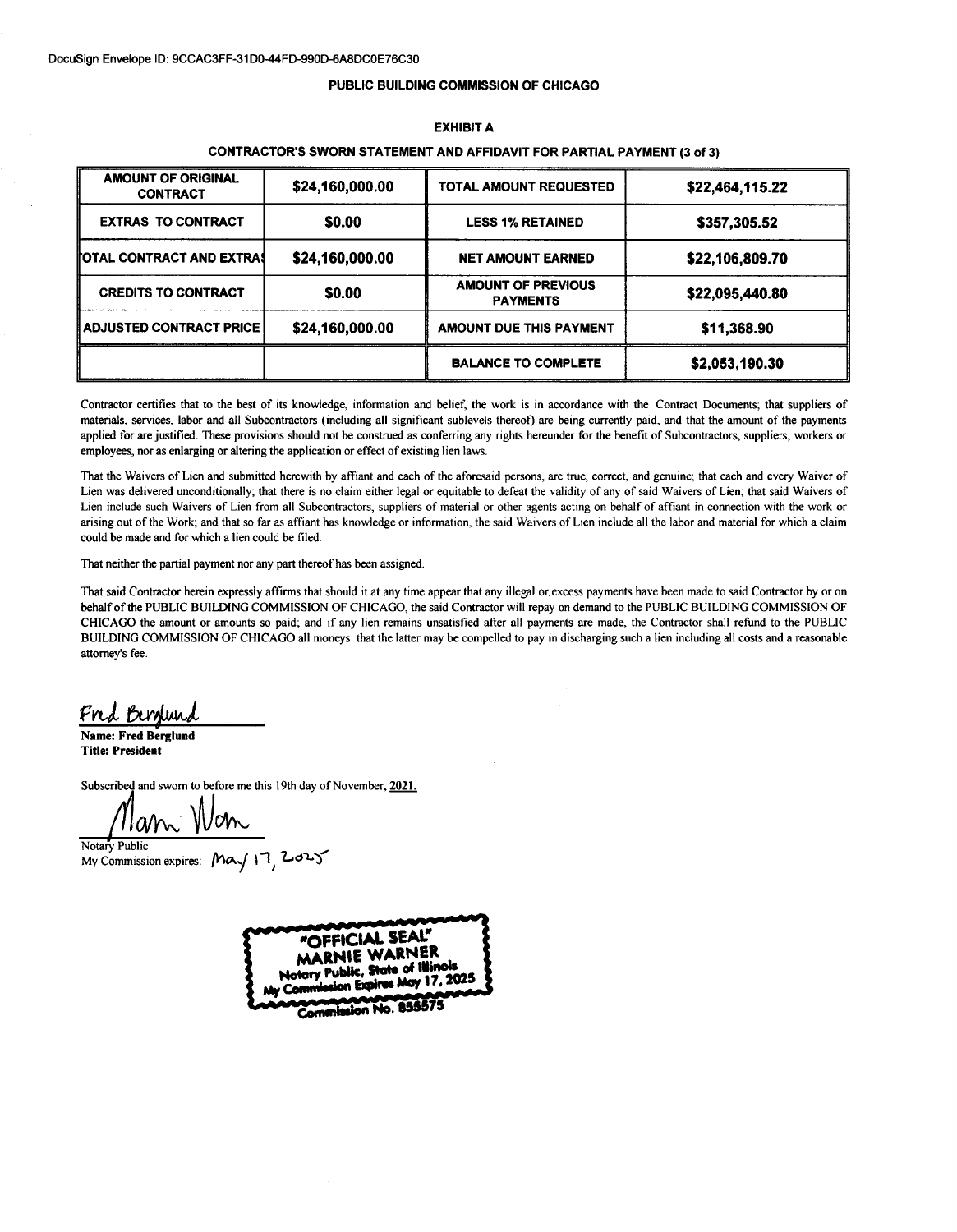DocuSign Envelope ID: 9CCAC3FF-31D0-44FD-990D-6A8DC0E76C30

# PUBLIC BUILDING COMMISSION OF CHICAGO

## EXHIBIT A

### CONTRACTOR'S SWORN STATEMENT AND AFFIDAVIT FOR PARTIAL PAYMENT (3 of 3)

| | | | |
|---|---|---|---|
| **AMOUNT OF ORIGINAL CONTRACT** | **$24,160,000.00** | **TOTAL AMOUNT REQUESTED** | **$22,464,115.22** |
| **EXTRAS TO CONTRACT** | **$0.00** | **LESS 1% RETAINED** | **$357,305.52** |
| **TOTAL CONTRACT AND EXTRAS** | **$24,160,000.00** | **NET AMOUNT EARNED** | **$22,106,809.70** |
| **CREDITS TO CONTRACT** | **$0.00** | **AMOUNT OF PREVIOUS PAYMENTS** | **$22,095,440.80** |
| **ADJUSTED CONTRACT PRICE** | **$24,160,000.00** | **AMOUNT DUE THIS PAYMENT** | **$11,368.90** |
| | | **BALANCE TO COMPLETE** | **$2,053,190.30** |

Contractor certifies that to the best of its knowledge, information and belief, the work is in accordance with the Contract Documents; that suppliers of materials, services, labor and all Subcontractors (including all significant sublevels thereof) are being currently paid, and that the amount of the payments applied for are justified. These provisions should not be construed as conferring any rights hereunder for the benefit of Subcontractors, suppliers, workers or employees, nor as enlarging or altering the application or effect of existing lien laws.

That the Waivers of Lien and submitted herewith by affiant and each of the aforesaid persons, are true, correct, and genuine; that each and every Waiver of Lien was delivered unconditionally; that there is no claim either legal or equitable to defeat the validity of any of said Waivers of Lien; that said Waivers of Lien include such Waivers of Lien from all Subcontractors, suppliers of material or other agents acting on behalf of affiant in connection with the work or arising out of the Work; and that so far as affiant has knowledge or information, the said Waivers of Lien include all the labor and material for which a claim could be made and for which a lien could be filed.

That neither the partial payment nor any part thereof has been assigned.

That said Contractor herein expressly affirms that should it at any time appear that any illegal or excess payments have been made to said Contractor by or on behalf of the PUBLIC BUILDING COMMISSION OF CHICAGO, the said Contractor will repay on demand to the PUBLIC BUILDING COMMISSION OF CHICAGO the amount or amounts so paid; and if any lien remains unsatisfied after all payments are made, the Contractor shall refund to the PUBLIC BUILDING COMMISSION OF CHICAGO all moneys that the latter may be compelled to pay in discharging such a lien including all costs and a reasonable attorney's fee.

Fred Berglund

**Name: Fred Berglund**
**Title: President**

Subscribed and sworn to before me this 19th day of November, **2021.**

Marni Warn

Notary Public
My Commission expires: May 17, 2025

"OFFICIAL SEAL"
MARNIE WARNER
Notary Public, State of Illinois
My Commission Expires May 17, 2025
Commission No. 855575